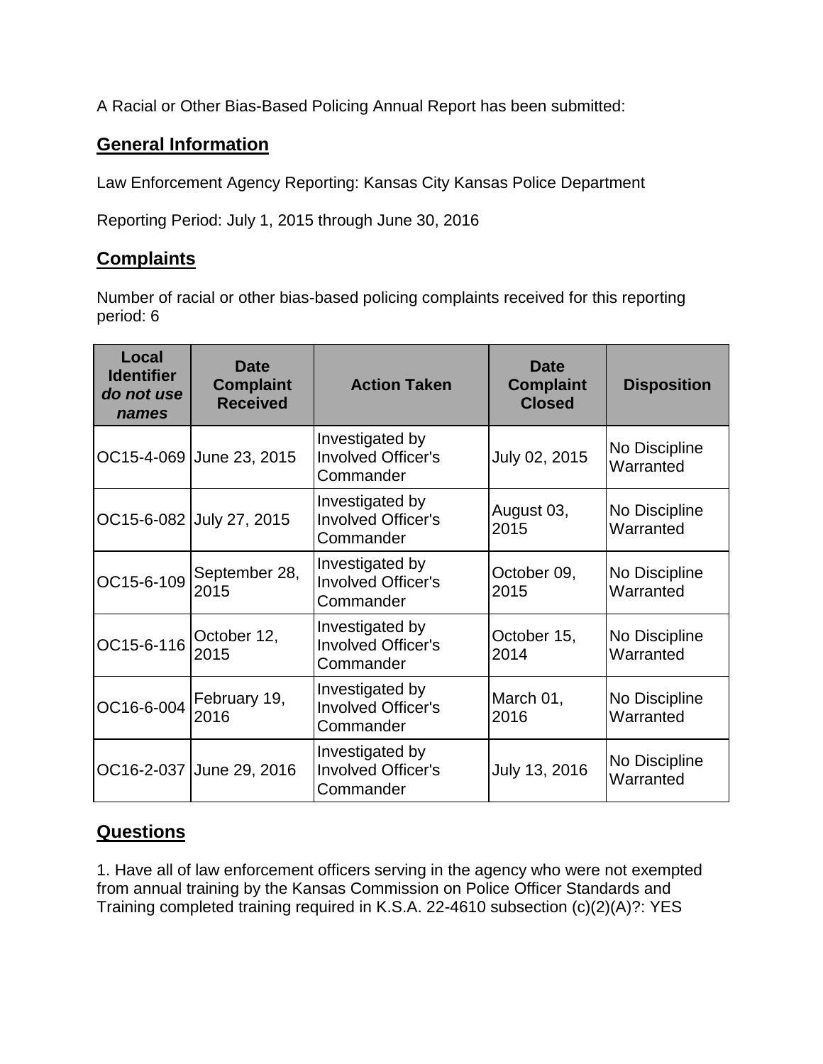A Racial or Other Bias-Based Policing Annual Report has been submitted:

## General Information

Law Enforcement Agency Reporting: Kansas City Kansas Police Department

Reporting Period: July 1, 2015 through June 30, 2016

## Complaints

Number of racial or other bias-based policing complaints received for this reporting period: 6

| Local Identifier *do not use names* | Date Complaint Received | Action Taken | Date Complaint Closed | Disposition |
|---|---|---|---|---|
| OC15-4-069 | June 23, 2015 | Investigated by Involved Officer's Commander | July 02, 2015 | No Discipline Warranted |
| OC15-6-082 | July 27, 2015 | Investigated by Involved Officer's Commander | August 03, 2015 | No Discipline Warranted |
| OC15-6-109 | September 28, 2015 | Investigated by Involved Officer's Commander | October 09, 2015 | No Discipline Warranted |
| OC15-6-116 | October 12, 2015 | Investigated by Involved Officer's Commander | October 15, 2014 | No Discipline Warranted |
| OC16-6-004 | February 19, 2016 | Investigated by Involved Officer's Commander | March 01, 2016 | No Discipline Warranted |
| OC16-2-037 | June 29, 2016 | Investigated by Involved Officer's Commander | July 13, 2016 | No Discipline Warranted |

## Questions

1. Have all of law enforcement officers serving in the agency who were not exempted from annual training by the Kansas Commission on Police Officer Standards and Training completed training required in K.S.A. 22-4610 subsection (c)(2)(A)?: YES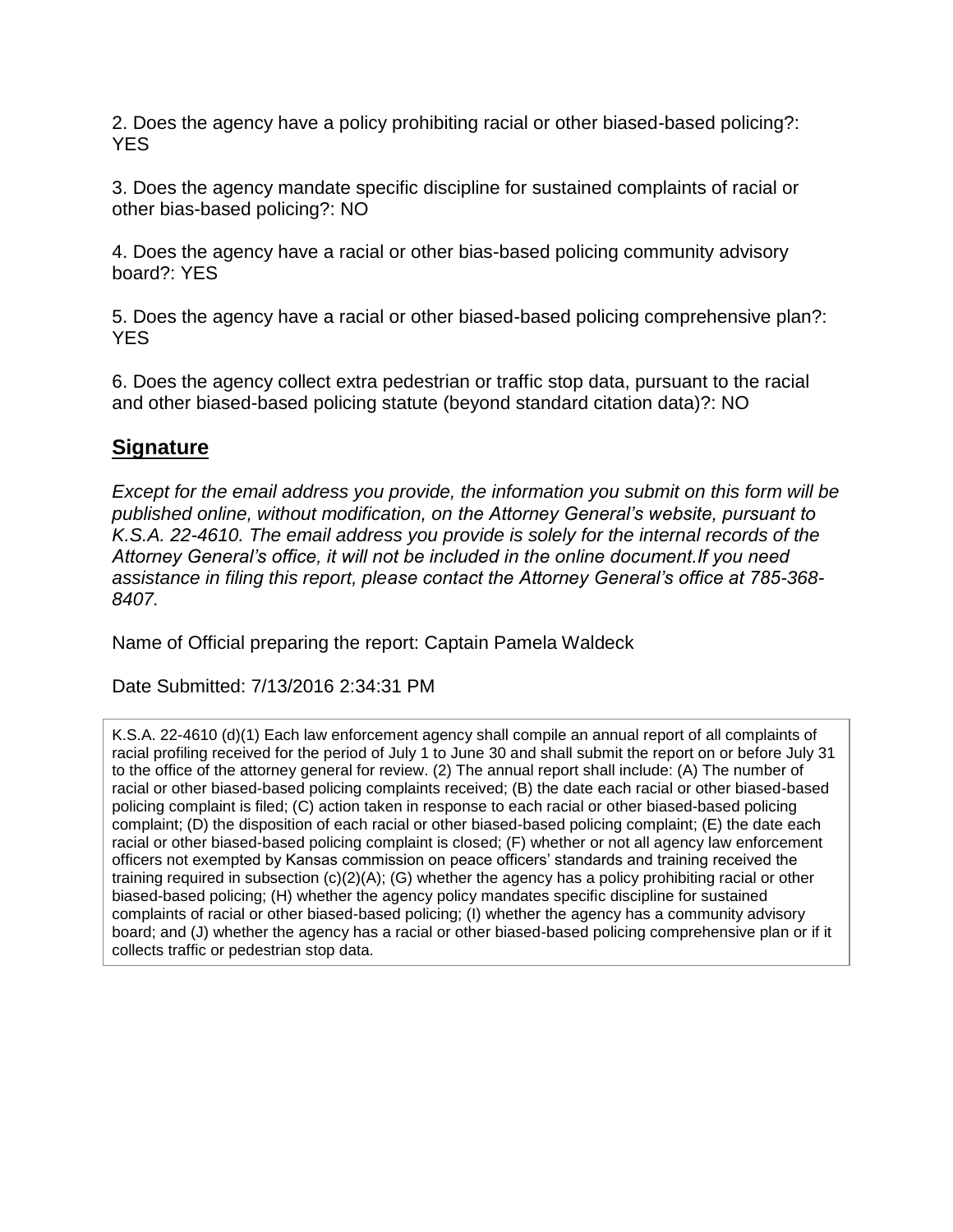2. Does the agency have a policy prohibiting racial or other biased-based policing?: YES

3. Does the agency mandate specific discipline for sustained complaints of racial or other bias-based policing?: NO

4. Does the agency have a racial or other bias-based policing community advisory board?: YES

5. Does the agency have a racial or other biased-based policing comprehensive plan?: YES

6. Does the agency collect extra pedestrian or traffic stop data, pursuant to the racial and other biased-based policing statute (beyond standard citation data)?: NO

## Signature

*Except for the email address you provide, the information you submit on this form will be published online, without modification, on the Attorney General's website, pursuant to K.S.A. 22-4610. The email address you provide is solely for the internal records of the Attorney General's office, it will not be included in the online document.If you need assistance in filing this report, please contact the Attorney General's office at 785-368-8407.*

Name of Official preparing the report: Captain Pamela Waldeck

Date Submitted: 7/13/2016 2:34:31 PM

K.S.A. 22-4610 (d)(1) Each law enforcement agency shall compile an annual report of all complaints of racial profiling received for the period of July 1 to June 30 and shall submit the report on or before July 31 to the office of the attorney general for review. (2) The annual report shall include: (A) The number of racial or other biased-based policing complaints received; (B) the date each racial or other biased-based policing complaint is filed; (C) action taken in response to each racial or other biased-based policing complaint; (D) the disposition of each racial or other biased-based policing complaint; (E) the date each racial or other biased-based policing complaint is closed; (F) whether or not all agency law enforcement officers not exempted by Kansas commission on peace officers' standards and training received the training required in subsection (c)(2)(A); (G) whether the agency has a policy prohibiting racial or other biased-based policing; (H) whether the agency policy mandates specific discipline for sustained complaints of racial or other biased-based policing; (I) whether the agency has a community advisory board; and (J) whether the agency has a racial or other biased-based policing comprehensive plan or if it collects traffic or pedestrian stop data.